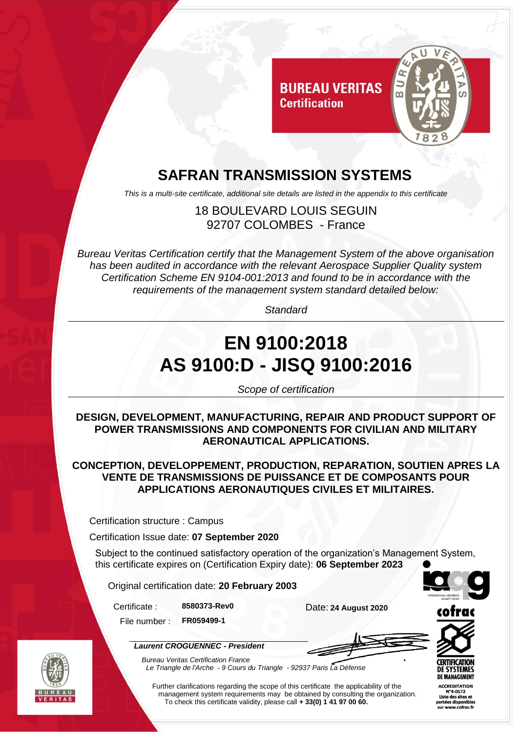**BUREAU VERITAS**
**Certification**

# SAFRAN TRANSMISSION SYSTEMS

*This is a multi-site certificate, additional site details are listed in the appendix to this certificate*

18 BOULEVARD LOUIS SEGUIN
92707 COLOMBES - France

*Bureau Veritas Certification certify that the Management System of the above organisation has been audited in accordance with the relevant Aerospace Supplier Quality system Certification Scheme EN 9104-001:2013 and found to be in accordance with the requirements of the management system standard detailed below:*

*Standard*

# EN 9100:2018
# AS 9100:D - JISQ 9100:2016

*Scope of certification*

**DESIGN, DEVELOPMENT, MANUFACTURING, REPAIR AND PRODUCT SUPPORT OF POWER TRANSMISSIONS AND COMPONENTS FOR CIVILIAN AND MILITARY AERONAUTICAL APPLICATIONS.**

**CONCEPTION, DEVELOPPEMENT, PRODUCTION, REPARATION, SOUTIEN APRES LA VENTE DE TRANSMISSIONS DE PUISSANCE ET DE COMPOSANTS POUR APPLICATIONS AERONAUTIQUES CIVILES ET MILITAIRES.**

Certification structure : Campus

Certification Issue date: **07 September 2020**

Subject to the continued satisfactory operation of the organization's Management System, this certificate expires on (Certification Expiry date): **06 September 2023**

Original certification date: **20 February 2003**

Certificate : **8580373-Rev0**

File number : **FR059499-1**

Date: **24 August 2020**

***Laurent CROGUENNEC - President***

*Bureau Veritas Certification France*
*Le Triangle de l'Arche - 9 Cours du Triangle - 92937 Paris La Défense*

Further clarifications regarding the scope of this certificate the applicability of the management system requirements may be obtained by consulting the organization.
To check this certificate validity, please call **+ 33(0) 1 41 97 00 60.**

cofrac
CERTIFICATION DE SYSTEMES DE MANAGEMENT
ACCREDITATION N°4-0572
Liste des sites et portées disponibles sur www.cofrac.fr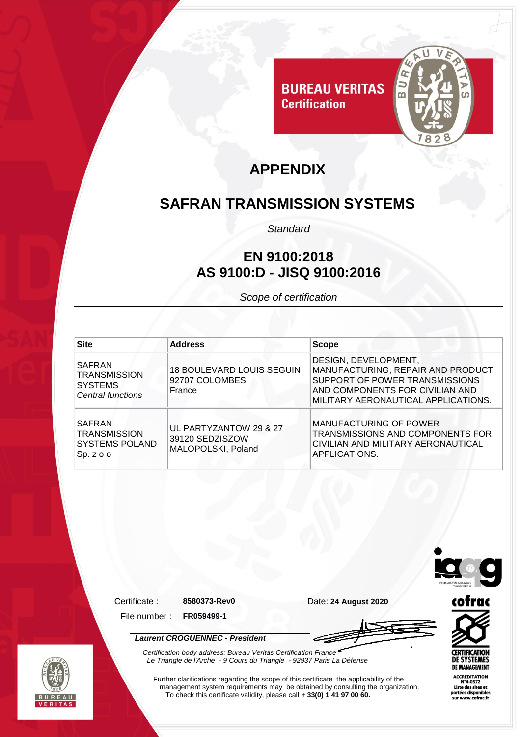BUREAU VERITAS
Certification

# APPENDIX

## SAFRAN TRANSMISSION SYSTEMS

*Standard*

## EN 9100:2018
## AS 9100:D - JISQ 9100:2016

*Scope of certification*

| Site | Address | Scope |
|---|---|---|
| SAFRAN TRANSMISSION SYSTEMS *Central functions* | 18 BOULEVARD LOUIS SEGUIN 92707 COLOMBES France | DESIGN, DEVELOPMENT, MANUFACTURING, REPAIR AND PRODUCT SUPPORT OF POWER TRANSMISSIONS AND COMPONENTS FOR CIVILIAN AND MILITARY AERONAUTICAL APPLICATIONS. |
| SAFRAN TRANSMISSION SYSTEMS POLAND Sp. z o o | UL PARTYZANTOW 29 & 27 39120 SEDZISZOW MALOPOLSKI, Poland | MANUFACTURING OF POWER TRANSMISSIONS AND COMPONENTS FOR CIVILIAN AND MILITARY AERONAUTICAL APPLICATIONS. |

Certificate : **8580373-Rev0**

File number : **FR059499-1**

Date: **24 August 2020**

***Laurent CROGUENNEC - President***

*Certification body address: Bureau Veritas Certification France*
*Le Triangle de l'Arche - 9 Cours du Triangle - 92937 Paris La Défense*

Further clarifications regarding the scope of this certificate the applicability of the management system requirements may be obtained by consulting the organization.
To check this certificate validity, please call **+ 33(0) 1 41 97 00 60.**

cofrac
CERTIFICATION DE SYSTEMES DE MANAGEMENT
ACCREDITATION N°4-0572
Liste des sites et portées disponibles sur www.cofrac.fr